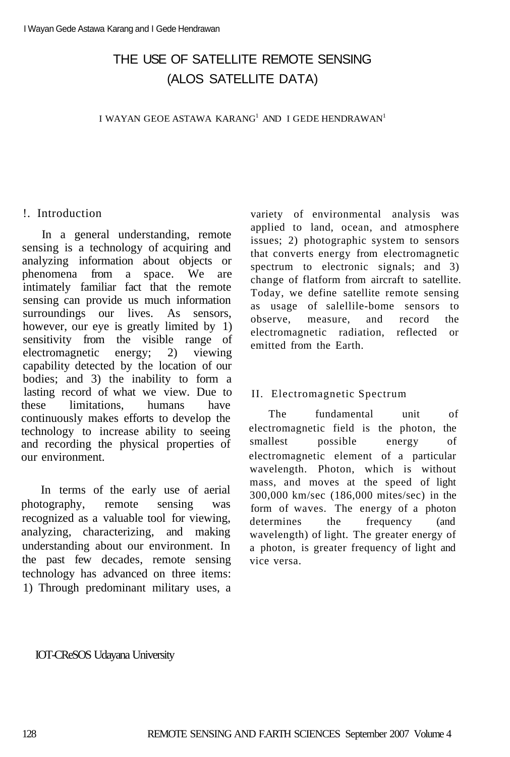# THE USE OF SATELLITE REMOTE SENSING (ALOS SATELLITE DATA)

I WAYAN GEOE ASTAWA KARANG[1] AND I GEDE HENDRAWAN[1]

## !. Introduction

In a general understanding, remote sensing is a technology of acquiring and analyzing information about objects or phenomena from a space. We are intimately familiar fact that the remote sensing can provide us much information surroundings our lives. As sensors, however, our eye is greatly limited by 1) sensitivity from the visible range of electromagnetic energy; 2) viewing capability detected by the location of our bodies; and 3) the inability to form a lasting record of what we view. Due to these limitations, humans have continuously makes efforts to develop the technology to increase ability to seeing and recording the physical properties of our environment.

In terms of the early use of aerial photography, remote sensing was recognized as a valuable tool for viewing, analyzing, characterizing, and making understanding about our environment. In the past few decades, remote sensing technology has advanced on three items: 1) Through predominant military uses, a variety of environmental analysis was applied to land, ocean, and atmosphere issues; 2) photographic system to sensors that converts energy from electromagnetic spectrum to electronic signals; and 3) change of flatform from aircraft to satellite. Today, we define satellite remote sensing as usage of salellile-bome sensors to observe, measure, and record the electromagnetic radiation, reflected or emitted from the Earth.

## II. Electromagnetic Spectrum

The fundamental unit of electromagnetic field is the photon, the smallest possible energy of electromagnetic element of a particular wavelength. Photon, which is without mass, and moves at the speed of light 300,000 km/sec (186,000 mites/sec) in the form of waves. The energy of a photon determines the frequency (and wavelength) of light. The greater energy of a photon, is greater frequency of light and vice versa.

IOT-CReSOS Udayana University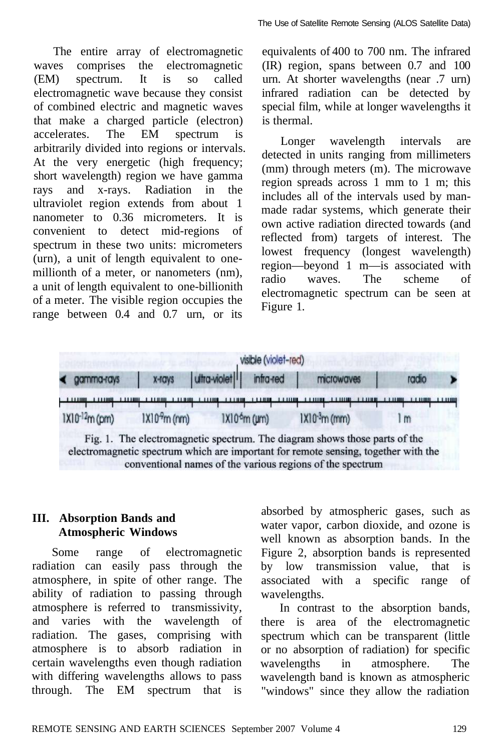The entire array of electromagnetic waves comprises the electromagnetic (EM) spectrum. It is so called electromagnetic wave because they consist of combined electric and magnetic waves that make a charged particle (electron) accelerates. The EM spectrum is arbitrarily divided into regions or intervals. At the very energetic (high frequency; short wavelength) region we have gamma rays and x-rays. Radiation in the ultraviolet region extends from about 1 nanometer to 0.36 micrometers. It is convenient to detect mid-regions of spectrum in these two units: micrometers (urn), a unit of length equivalent to one-millionth of a meter, or nanometers (nm), a unit of length equivalent to one-billionith of a meter. The visible region occupies the range between 0.4 and 0.7 urn, or its equivalents of 400 to 700 nm. The infrared (IR) region, spans between 0.7 and 100 urn. At shorter wavelengths (near .7 urn) infrared radiation can be detected by special film, while at longer wavelengths it is thermal.

Longer wavelength intervals are detected in units ranging from millimeters (mm) through meters (m). The microwave region spreads across 1 mm to 1 m; this includes all of the intervals used by man-made radar systems, which generate their own active radiation directed towards (and reflected from) targets of interest. The lowest frequency (longest wavelength) region—beyond 1 m—is associated with radio waves. The scheme of electromagnetic spectrum can be seen at Figure 1.

Fig. 1. The electromagnetic spectrum. The diagram shows those parts of the electromagnetic spectrum which are important for remote sensing, together with the conventional names of the various regions of the spectrum

## III. Absorption Bands and Atmospheric Windows

Some range of electromagnetic radiation can easily pass through the atmosphere, in spite of other range. The ability of radiation to passing through atmosphere is referred to transmissivity, and varies with the wavelength of radiation. The gases, comprising with atmosphere is to absorb radiation in certain wavelengths even though radiation with differing wavelengths allows to pass through. The EM spectrum that is absorbed by atmospheric gases, such as water vapor, carbon dioxide, and ozone is well known as absorption bands. In the Figure 2, absorption bands is represented by low transmission value, that is associated with a specific range of wavelengths.

In contrast to the absorption bands, there is area of the electromagnetic spectrum which can be transparent (little or no absorption of radiation) for specific wavelengths in atmosphere. The wavelength band is known as atmospheric "windows" since they allow the radiation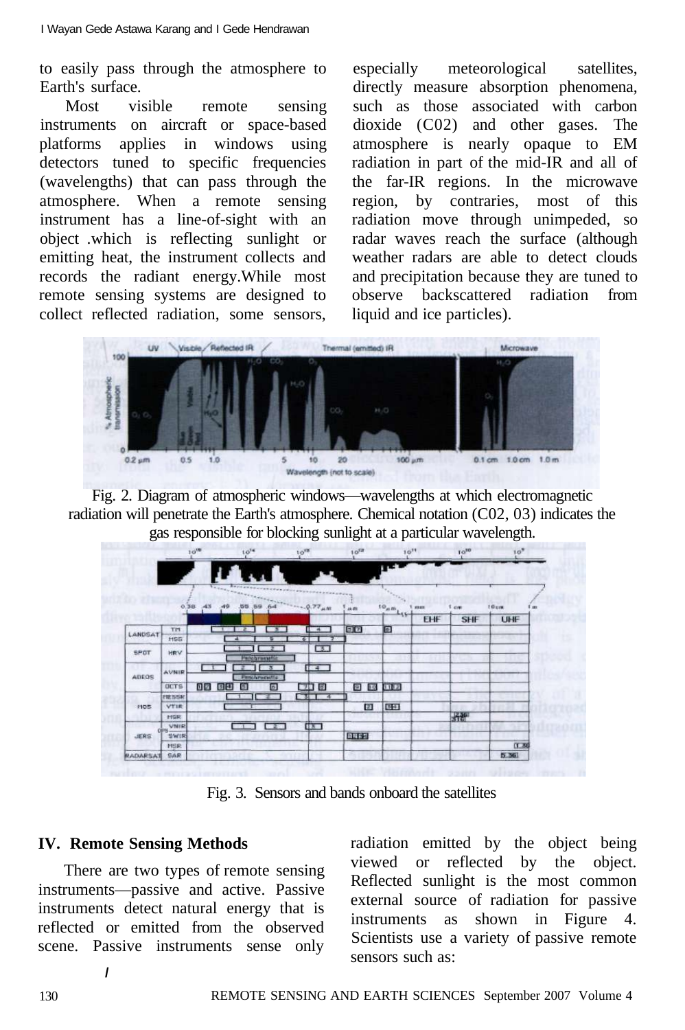to easily pass through the atmosphere to Earth's surface.

Most visible remote sensing instruments on aircraft or space-based platforms applies in windows using detectors tuned to specific frequencies (wavelengths) that can pass through the atmosphere. When a remote sensing instrument has a line-of-sight with an object .which is reflecting sunlight or emitting heat, the instrument collects and records the radiant energy.While most remote sensing systems are designed to collect reflected radiation, some sensors, especially meteorological satellites, directly measure absorption phenomena, such as those associated with carbon dioxide (C02) and other gases. The atmosphere is nearly opaque to EM radiation in part of the mid-IR and all of the far-IR regions. In the microwave region, by contraries, most of this radiation move through unimpeded, so radar waves reach the surface (although weather radars are able to detect clouds and precipitation because they are tuned to observe backscattered radiation from liquid and ice particles).

Fig. 2. Diagram of atmospheric windows—wavelengths at which electromagnetic radiation will penetrate the Earth's atmosphere. Chemical notation (C02, 03) indicates the gas responsible for blocking sunlight at a particular wavelength.

Fig. 3. Sensors and bands onboard the satellites

## IV. Remote Sensing Methods

There are two types of remote sensing instruments—passive and active. Passive instruments detect natural energy that is reflected or emitted from the observed scene. Passive instruments sense only radiation emitted by the object being viewed or reflected by the object. Reflected sunlight is the most common external source of radiation for passive instruments as shown in Figure 4. Scientists use a variety of passive remote sensors such as: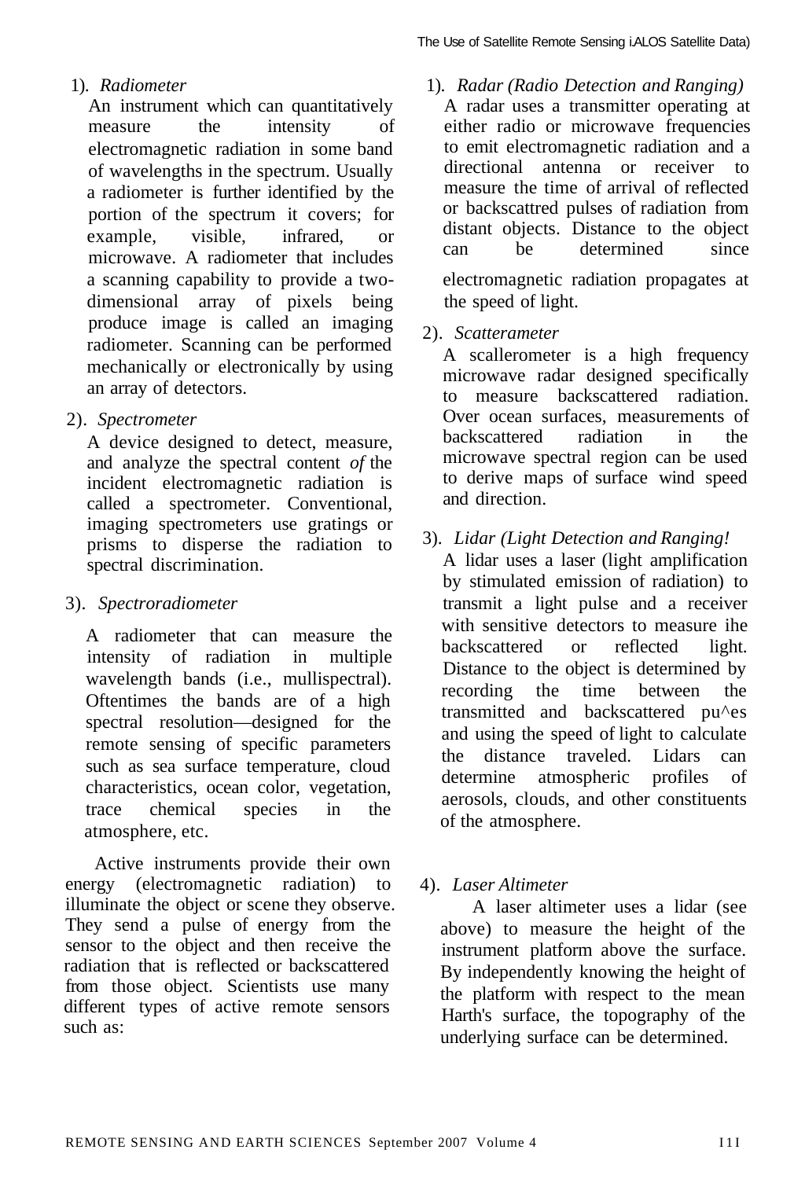1). *Radiometer*

An instrument which can quantitatively measure the intensity of electromagnetic radiation in some band of wavelengths in the spectrum. Usually a radiometer is further identified by the portion of the spectrum it covers; for example, visible, infrared, or microwave. A radiometer that includes a scanning capability to provide a two-dimensional array of pixels being produce image is called an imaging radiometer. Scanning can be performed mechanically or electronically by using an array of detectors.

2). *Spectrometer*

A device designed to detect, measure, and analyze the spectral content *of* the incident electromagnetic radiation is called a spectrometer. Conventional, imaging spectrometers use gratings or prisms to disperse the radiation to spectral discrimination.

3). *Spectroradiometer*

A radiometer that can measure the intensity of radiation in multiple wavelength bands (i.e., mullispectral). Oftentimes the bands are of a high spectral resolution—designed for the remote sensing of specific parameters such as sea surface temperature, cloud characteristics, ocean color, vegetation, trace chemical species in the atmosphere, etc.

Active instruments provide their own energy (electromagnetic radiation) to illuminate the object or scene they observe. They send a pulse of energy from the sensor to the object and then receive the radiation that is reflected or backscattered from those object. Scientists use many different types of active remote sensors such as:

1). *Radar (Radio Detection and Ranging)*

A radar uses a transmitter operating at either radio or microwave frequencies to emit electromagnetic radiation and a directional antenna or receiver to measure the time of arrival of reflected or backscattred pulses of radiation from distant objects. Distance to the object can be determined since electromagnetic radiation propagates at the speed of light.

2). *Scatterameter*

A scallerometer is a high frequency microwave radar designed specifically to measure backscattered radiation. Over ocean surfaces, measurements of backscattered radiation in the microwave spectral region can be used to derive maps of surface wind speed and direction.

3). *Lidar (Light Detection and Ranging!*

A lidar uses a laser (light amplification by stimulated emission of radiation) to transmit a light pulse and a receiver with sensitive detectors to measure ihe backscattered or reflected light. Distance to the object is determined by recording the time between the transmitted and backscattered pu^es and using the speed of light to calculate the distance traveled. Lidars can determine atmospheric profiles of aerosols, clouds, and other constituents of the atmosphere.

4). *Laser Altimeter*

A laser altimeter uses a lidar (see above) to measure the height of the instrument platform above the surface. By independently knowing the height of the platform with respect to the mean Harth's surface, the topography of the underlying surface can be determined.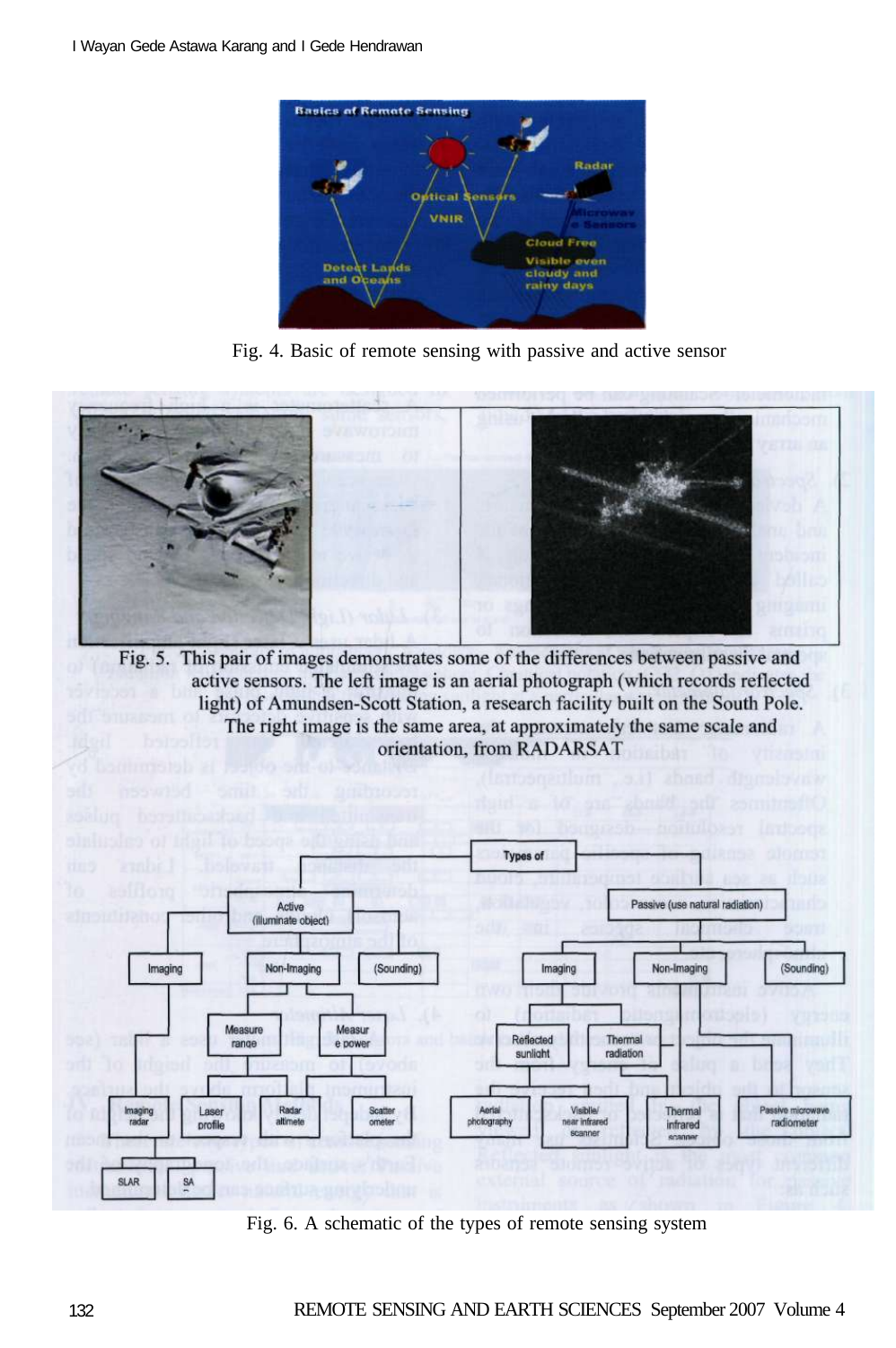Fig. 4. Basic of remote sensing with passive and active sensor

Fig. 5. This pair of images demonstrates some of the differences between passive and active sensors. The left image is an aerial photograph (which records reflected light) of Amundsen-Scott Station, a research facility built on the South Pole. The right image is the same area, at approximately the same scale and orientation, from RADARSAT

Fig. 6. A schematic of the types of remote sensing system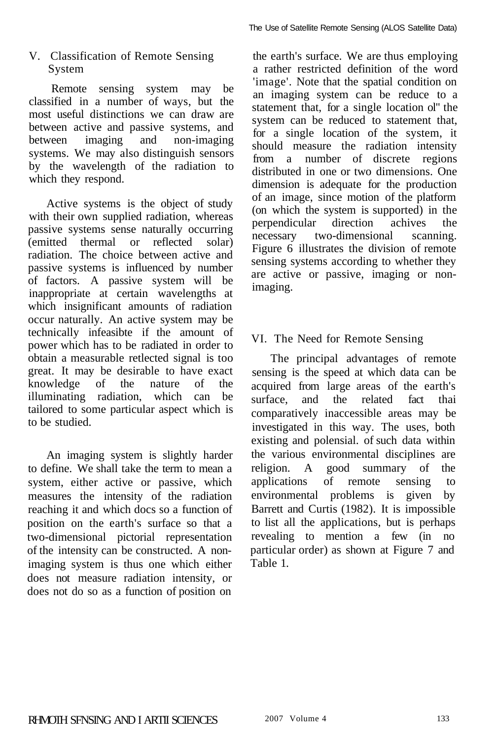## V. Classification of Remote Sensing System

Remote sensing system may be classified in a number of ways, but the most useful distinctions we can draw are between active and passive systems, and between imaging and non-imaging systems. We may also distinguish sensors by the wavelength of the radiation to which they respond.

Active systems is the object of study with their own supplied radiation, whereas passive systems sense naturally occurring (emitted thermal or reflected solar) radiation. The choice between active and passive systems is influenced by number of factors. A passive system will be inappropriate at certain wavelengths at which insignificant amounts of radiation occur naturally. An active system may be technically infeasibte if the amount of power which has to be radiated in order to obtain a measurable retlected signal is too great. It may be desirable to have exact knowledge of the nature of the illuminating radiation, which can be tailored to some particular aspect which is to be studied.

An imaging system is slightly harder to define. We shall take the term to mean a system, either active or passive, which measures the intensity of the radiation reaching it and which docs so a function of position on the earth's surface so that a two-dimensional pictorial representation of the intensity can be constructed. A non-imaging system is thus one which either does not measure radiation intensity, or does not do so as a function of position on the earth's surface. We are thus employing a rather restricted definition of the word 'image'. Note that the spatial condition on an imaging system can be reduce to a statement that, for a single location ol" the system can be reduced to statement that, for a single location of the system, it should measure the radiation intensity from a number of discrete regions distributed in one or two dimensions. One dimension is adequate for the production of an image, since motion of the platform (on which the system is supported) in the perpendicular direction achives the necessary two-dimensional scanning. Figure 6 illustrates the division of remote sensing systems according to whether they are active or passive, imaging or non-imaging.

## VI. The Need for Remote Sensing

The principal advantages of remote sensing is the speed at which data can be acquired from large areas of the earth's surface, and the related fact thai comparatively inaccessible areas may be investigated in this way. The uses, both existing and polensial. of such data within the various environmental disciplines are religion. A good summary of the applications of remote sensing to environmental problems is given by Barrett and Curtis (1982). It is impossible to list all the applications, but is perhaps revealing to mention a few (in no particular order) as shown at Figure 7 and Table 1.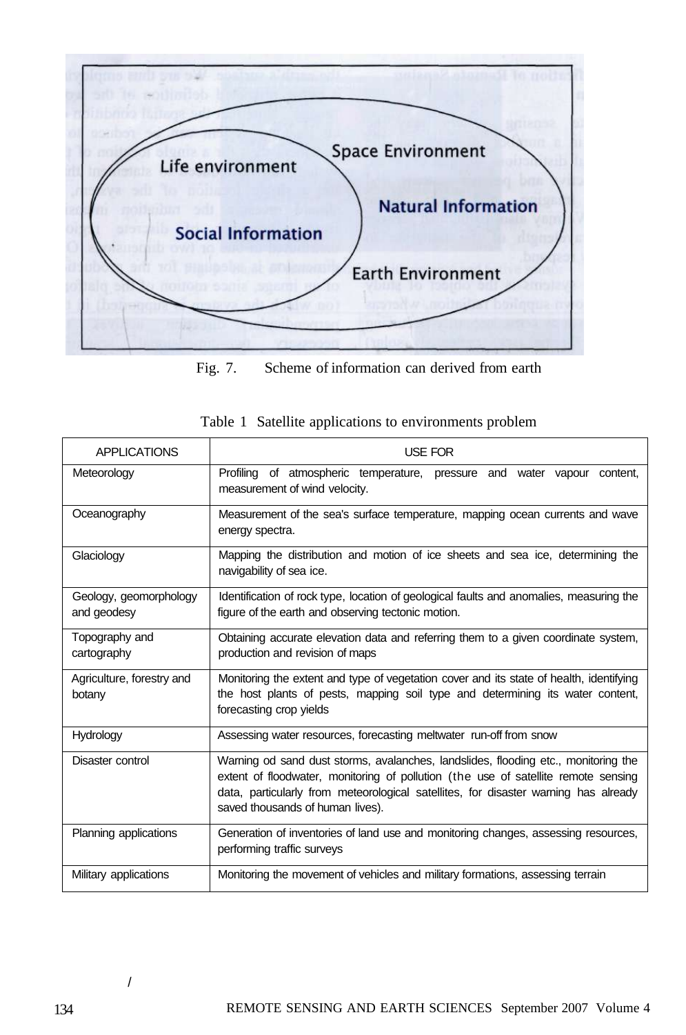Fig. 7. Scheme of information can derived from earth

Table 1 Satellite applications to environments problem

| APPLICATIONS | USE FOR |
|---|---|
| Meteorology | Profiling of atmospheric temperature, pressure and water vapour content, measurement of wind velocity. |
| Oceanography | Measurement of the sea's surface temperature, mapping ocean currents and wave energy spectra. |
| Glaciology | Mapping the distribution and motion of ice sheets and sea ice, determining the navigability of sea ice. |
| Geology, geomorphology and geodesy | Identification of rock type, location of geological faults and anomalies, measuring the figure of the earth and observing tectonic motion. |
| Topography and cartography | Obtaining accurate elevation data and referring them to a given coordinate system, production and revision of maps |
| Agriculture, forestry and botany | Monitoring the extent and type of vegetation cover and its state of health, identifying the host plants of pests, mapping soil type and determining its water content, forecasting crop yields |
| Hydrology | Assessing water resources, forecasting meltwater run-off from snow |
| Disaster control | Warning od sand dust storms, avalanches, landslides, flooding etc., monitoring the extent of floodwater, monitoring of pollution (the use of satellite remote sensing data, particularly from meteorological satellites, for disaster warning has already saved thousands of human lives). |
| Planning applications | Generation of inventories of land use and monitoring changes, assessing resources, performing traffic surveys |
| Military applications | Monitoring the movement of vehicles and military formations, assessing terrain |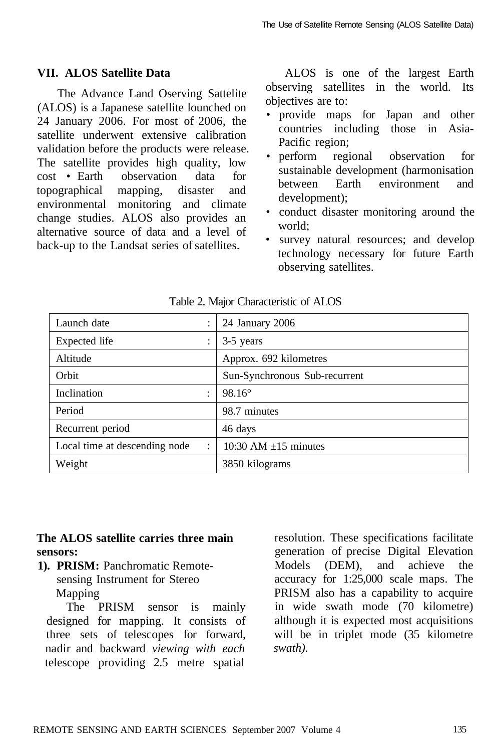## VII. ALOS Satellite Data

The Advance Land Oserving Sattelite (ALOS) is a Japanese satellite lounched on 24 January 2006. For most of 2006, the satellite underwent extensive calibration validation before the products were release. The satellite provides high quality, low cost • Earth observation data for topographical mapping, disaster and environmental monitoring and climate change studies. ALOS also provides an alternative source of data and a level of back-up to the Landsat series of satellites.

ALOS is one of the largest Earth observing satellites in the world. Its objectives are to:

- provide maps for Japan and other countries including those in Asia-Pacific region;
- perform regional observation for sustainable development (harmonisation between Earth environment and development);
- conduct disaster monitoring around the world;
- survey natural resources; and develop technology necessary for future Earth observing satellites.

Table 2. Major Characteristic of ALOS

| | |
|---|---|
| Launch date : | 24 January 2006 |
| Expected life : | 3-5 years |
| Altitude | Approx. 692 kilometres |
| Orbit | Sun-Synchronous Sub-recurrent |
| Inclination : | 98.16° |
| Period | 98.7 minutes |
| Recurrent period | 46 days |
| Local time at descending node : | 10:30 AM ±15 minutes |
| Weight | 3850 kilograms |

**The ALOS satellite carries three main sensors:**

**1). PRISM:** Panchromatic Remote-sensing Instrument for Stereo Mapping

The PRISM sensor is mainly designed for mapping. It consists of three sets of telescopes for forward, nadir and backward *viewing with each* telescope providing 2.5 metre spatial resolution. These specifications facilitate generation of precise Digital Elevation Models (DEM), and achieve the accuracy for 1:25,000 scale maps. The PRISM also has a capability to acquire in wide swath mode (70 kilometre) although it is expected most acquisitions will be in triplet mode (35 kilometre *swath).*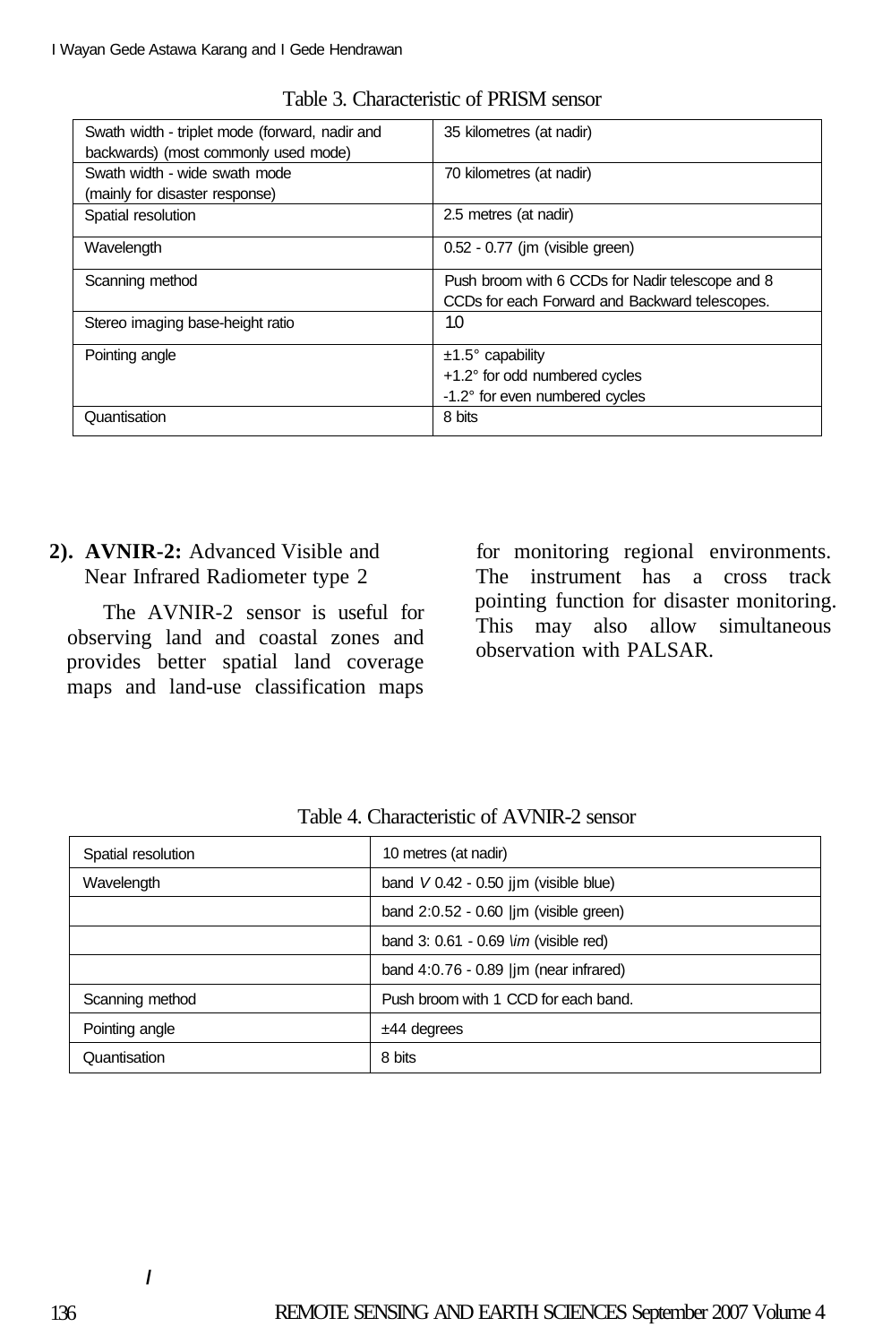Table 3. Characteristic of PRISM sensor

| | |
|---|---|
| Swath width - triplet mode (forward, nadir and backwards) (most commonly used mode) | 35 kilometres (at nadir) |
| Swath width - wide swath mode (mainly for disaster response) | 70 kilometres (at nadir) |
| Spatial resolution | 2.5 metres (at nadir) |
| Wavelength | 0.52 - 0.77 (jm (visible green) |
| Scanning method | Push broom with 6 CCDs for Nadir telescope and 8 CCDs for each Forward and Backward telescopes. |
| Stereo imaging base-height ratio | 1.0 |
| Pointing angle | ±1.5° capability<br>+1.2° for odd numbered cycles<br>-1.2° for even numbered cycles |
| Quantisation | 8 bits |

**2). AVNIR-2:** Advanced Visible and Near Infrared Radiometer type 2

The AVNIR-2 sensor is useful for observing land and coastal zones and provides better spatial land coverage maps and land-use classification maps for monitoring regional environments. The instrument has a cross track pointing function for disaster monitoring. This may also allow simultaneous observation with PALSAR.

Table 4. Characteristic of AVNIR-2 sensor

| | |
|---|---|
| Spatial resolution | 10 metres (at nadir) |
| Wavelength | band V 0.42 - 0.50 jjm (visible blue) |
| | band 2:0.52 - 0.60 \|jm (visible green) |
| | band 3: 0.61 - 0.69 \im (visible red) |
| | band 4:0.76 - 0.89 \|jm (near infrared) |
| Scanning method | Push broom with 1 CCD for each band. |
| Pointing angle | ±44 degrees |
| Quantisation | 8 bits |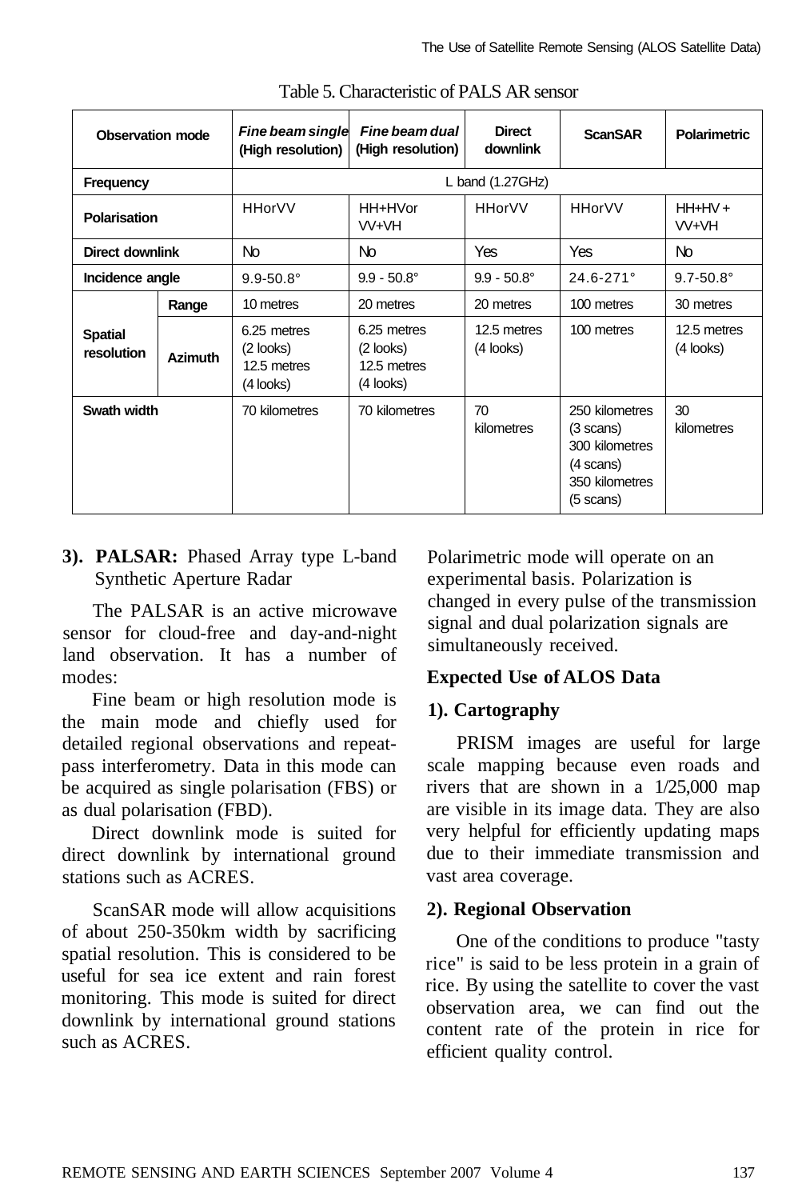Table 5. Characteristic of PALS AR sensor

| Observation mode | | *Fine beam single* (High resolution) | *Fine beam dual* (High resolution) | Direct downlink | ScanSAR | Polarimetric |
|---|---|---|---|---|---|---|
| **Frequency** | | L band (1.27GHz) | | | | |
| **Polarisation** | | HHorVV | HH+HVor VV+VH | HHorVV | HHorVV | HH+HV + VV+VH |
| **Direct downlink** | | No | No | Yes | Yes | No |
| **Incidence angle** | | 9.9-50.8° | 9.9 - 50.8° | 9.9 - 50.8° | 24.6-271° | 9.7-50.8° |
| **Spatial resolution** | **Range** | 10 metres | 20 metres | 20 metres | 100 metres | 30 metres |
| | **Azimuth** | 6.25 metres (2 looks) 12.5 metres (4 looks) | 6.25 metres (2 looks) 12.5 metres (4 looks) | 12.5 metres (4 looks) | 100 metres | 12.5 metres (4 looks) |
| **Swath width** | | 70 kilometres | 70 kilometres | 70 kilometres | 250 kilometres (3 scans) 300 kilometres (4 scans) 350 kilometres (5 scans) | 30 kilometres |

**3). PALSAR:** Phased Array type L-band Synthetic Aperture Radar

The PALSAR is an active microwave sensor for cloud-free and day-and-night land observation. It has a number of modes:

Fine beam or high resolution mode is the main mode and chiefly used for detailed regional observations and repeat-pass interferometry. Data in this mode can be acquired as single polarisation (FBS) or as dual polarisation (FBD).

Direct downlink mode is suited for direct downlink by international ground stations such as ACRES.

ScanSAR mode will allow acquisitions of about 250-350km width by sacrificing spatial resolution. This is considered to be useful for sea ice extent and rain forest monitoring. This mode is suited for direct downlink by international ground stations such as ACRES.

Polarimetric mode will operate on an experimental basis. Polarization is changed in every pulse of the transmission signal and dual polarization signals are simultaneously received.

**Expected Use of ALOS Data**

**1). Cartography**

PRISM images are useful for large scale mapping because even roads and rivers that are shown in a 1/25,000 map are visible in its image data. They are also very helpful for efficiently updating maps due to their immediate transmission and vast area coverage.

**2). Regional Observation**

One of the conditions to produce "tasty rice" is said to be less protein in a grain of rice. By using the satellite to cover the vast observation area, we can find out the content rate of the protein in rice for efficient quality control.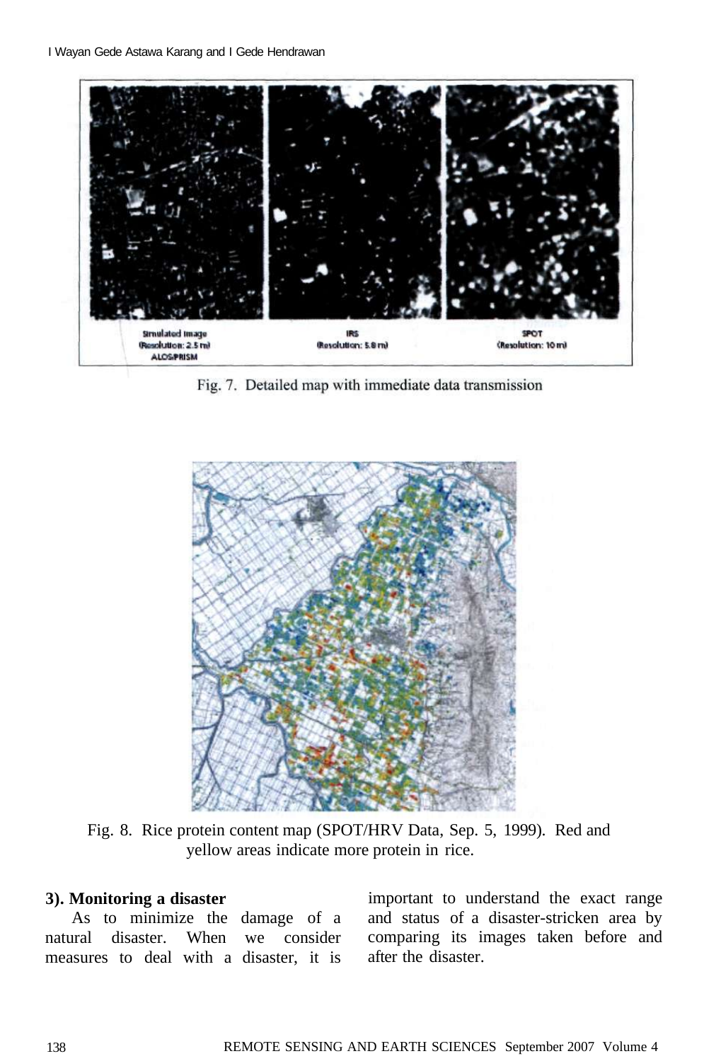Fig. 7. Detailed map with immediate data transmission

Fig. 8. Rice protein content map (SPOT/HRV Data, Sep. 5, 1999). Red and yellow areas indicate more protein in rice.

**3). Monitoring a disaster**

As to minimize the damage of a natural disaster. When we consider measures to deal with a disaster, it is important to understand the exact range and status of a disaster-stricken area by comparing its images taken before and after the disaster.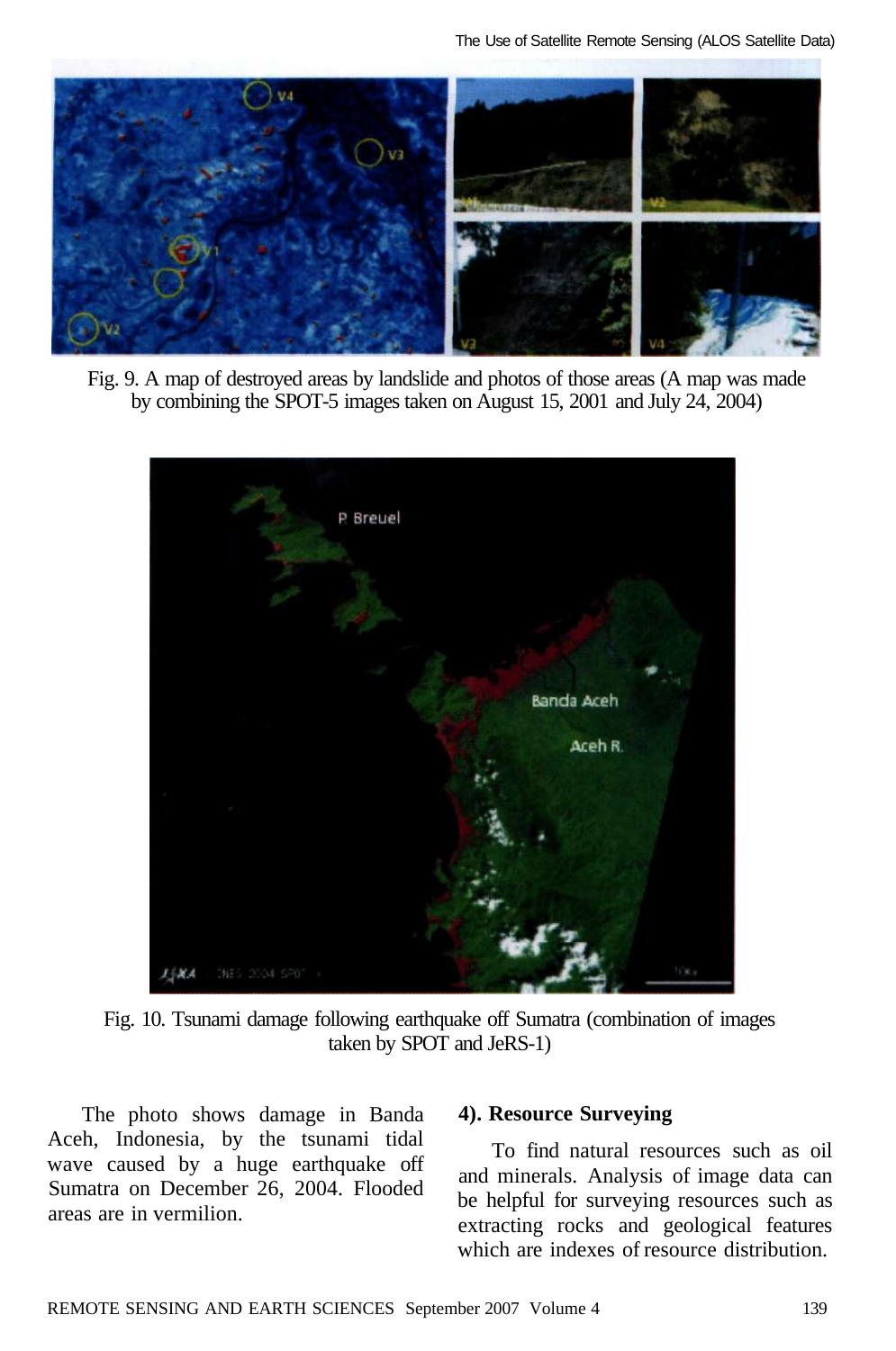Fig. 9. A map of destroyed areas by landslide and photos of those areas (A map was made by combining the SPOT-5 images taken on August 15, 2001 and July 24, 2004)

Fig. 10. Tsunami damage following earthquake off Sumatra (combination of images taken by SPOT and JeRS-1)

The photo shows damage in Banda Aceh, Indonesia, by the tsunami tidal wave caused by a huge earthquake off Sumatra on December 26, 2004. Flooded areas are in vermilion.

**4). Resource Surveying**

To find natural resources such as oil and minerals. Analysis of image data can be helpful for surveying resources such as extracting rocks and geological features which are indexes of resource distribution.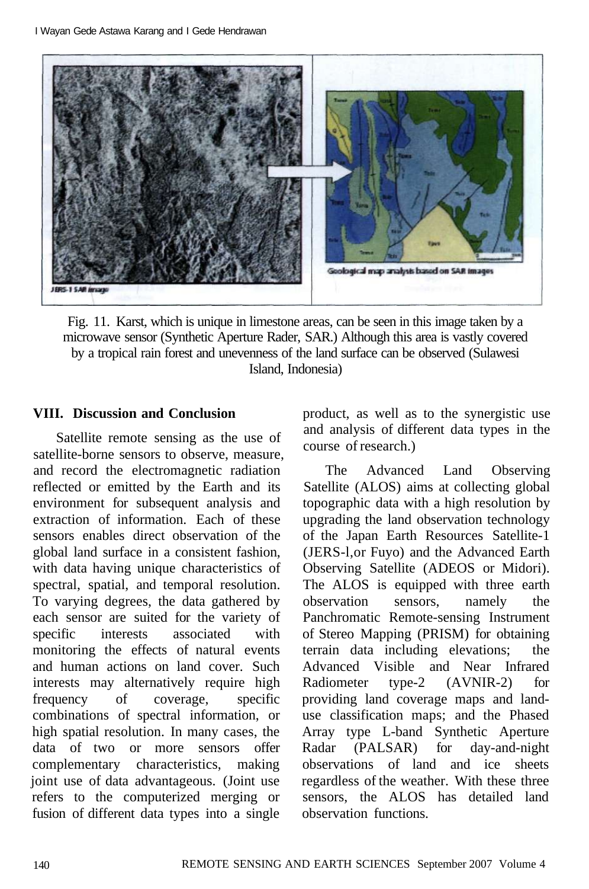Fig. 11. Karst, which is unique in limestone areas, can be seen in this image taken by a microwave sensor (Synthetic Aperture Rader, SAR.) Although this area is vastly covered by a tropical rain forest and unevenness of the land surface can be observed (Sulawesi Island, Indonesia)

## VIII. Discussion and Conclusion

Satellite remote sensing as the use of satellite-borne sensors to observe, measure, and record the electromagnetic radiation reflected or emitted by the Earth and its environment for subsequent analysis and extraction of information. Each of these sensors enables direct observation of the global land surface in a consistent fashion, with data having unique characteristics of spectral, spatial, and temporal resolution. To varying degrees, the data gathered by each sensor are suited for the variety of specific interests associated with monitoring the effects of natural events and human actions on land cover. Such interests may alternatively require high frequency of coverage, specific combinations of spectral information, or high spatial resolution. In many cases, the data of two or more sensors offer complementary characteristics, making joint use of data advantageous. (Joint use refers to the computerized merging or fusion of different data types into a single product, as well as to the synergistic use and analysis of different data types in the course of research.)

The Advanced Land Observing Satellite (ALOS) aims at collecting global topographic data with a high resolution by upgrading the land observation technology of the Japan Earth Resources Satellite-1 (JERS-l,or Fuyo) and the Advanced Earth Observing Satellite (ADEOS or Midori). The ALOS is equipped with three earth observation sensors, namely the Panchromatic Remote-sensing Instrument of Stereo Mapping (PRISM) for obtaining terrain data including elevations; the Advanced Visible and Near Infrared Radiometer type-2 (AVNIR-2) for providing land coverage maps and land-use classification maps; and the Phased Array type L-band Synthetic Aperture Radar (PALSAR) for day-and-night observations of land and ice sheets regardless of the weather. With these three sensors, the ALOS has detailed land observation functions.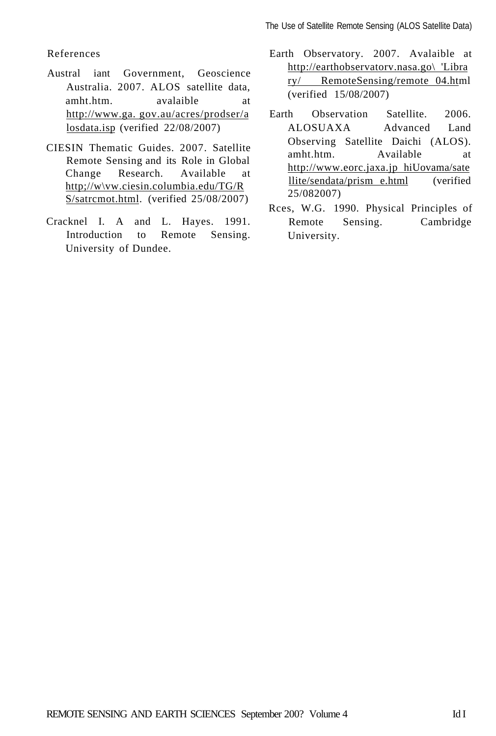## References

Austral iant Government, Geoscience Australia. 2007. ALOS satellite data, amht.htm. avalaible at http://www.ga. gov.au/acres/prodser/alosdata.isp (verified 22/08/2007)

CIESIN Thematic Guides. 2007. Satellite Remote Sensing and its Role in Global Change Research. Available at http;//w\vw.ciesin.columbia.edu/TG/RS/satrcmot.html. (verified 25/08/2007)

Cracknel I. A and L. Hayes. 1991. Introduction to Remote Sensing. University of Dundee.

Earth Observatory. 2007. Avalaible at http://earthobservatorv.nasa.go\ 'Library/ RemoteSensing/remote 04.html (verified 15/08/2007)

Earth Observation Satellite. 2006. ALOSUAXA Advanced Land Observing Satellite Daichi (ALOS). amht.htm. Available at http://www.eorc.jaxa.jp hiUovama/satellite/sendata/prism e.html (verified 25/082007)

Rces, W.G. 1990. Physical Principles of Remote Sensing. Cambridge University.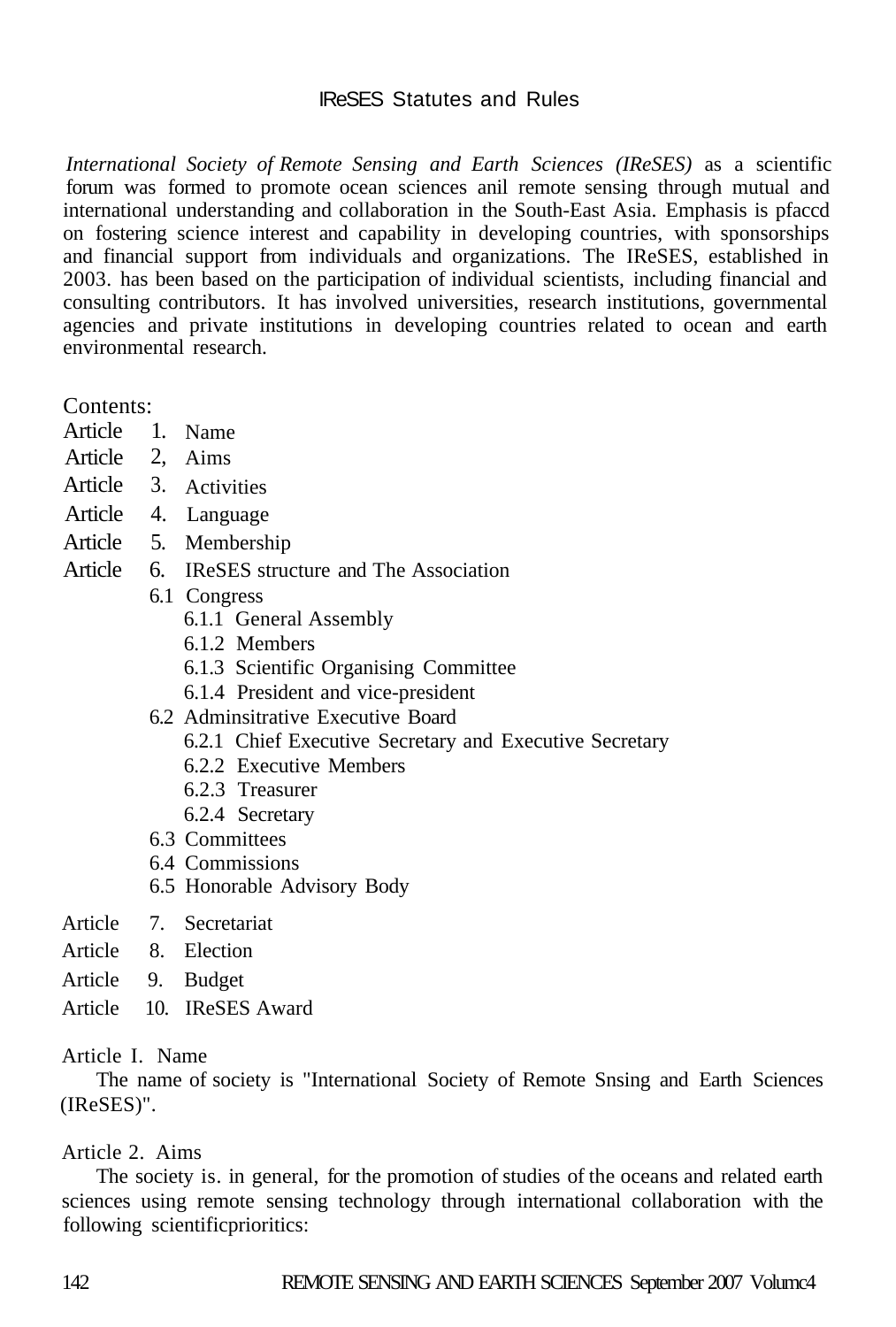# IReSES Statutes and Rules

*International Society of Remote Sensing and Earth Sciences (IReSES)* as a scientific forum was formed to promote ocean sciences anil remote sensing through mutual and international understanding and collaboration in the South-East Asia. Emphasis is pfaccd on fostering science interest and capability in developing countries, with sponsorships and financial support from individuals and organizations. The IReSES, established in 2003. has been based on the participation of individual scientists, including financial and consulting contributors. It has involved universities, research institutions, governmental agencies and private institutions in developing countries related to ocean and earth environmental research.

Contents:

Article 1. Name
Article 2, Aims
Article 3. Activities
Article 4. Language
Article 5. Membership
Article 6. IReSES structure and The Association
- 6.1 Congress
  - 6.1.1 General Assembly
  - 6.1.2 Members
  - 6.1.3 Scientific Organising Committee
  - 6.1.4 President and vice-president
- 6.2 Adminsitrative Executive Board
  - 6.2.1 Chief Executive Secretary and Executive Secretary
  - 6.2.2 Executive Members
  - 6.2.3 Treasurer
  - 6.2.4 Secretary
- 6.3 Committees
- 6.4 Commissions
- 6.5 Honorable Advisory Body

Article 7. Secretariat
Article 8. Election
Article 9. Budget
Article 10. IReSES Award

Article I. Name

The name of society is "International Society of Remote Snsing and Earth Sciences (IReSES)".

Article 2. Aims

The society is. in general, for the promotion of studies of the oceans and related earth sciences using remote sensing technology through international collaboration with the following scientificprioritics: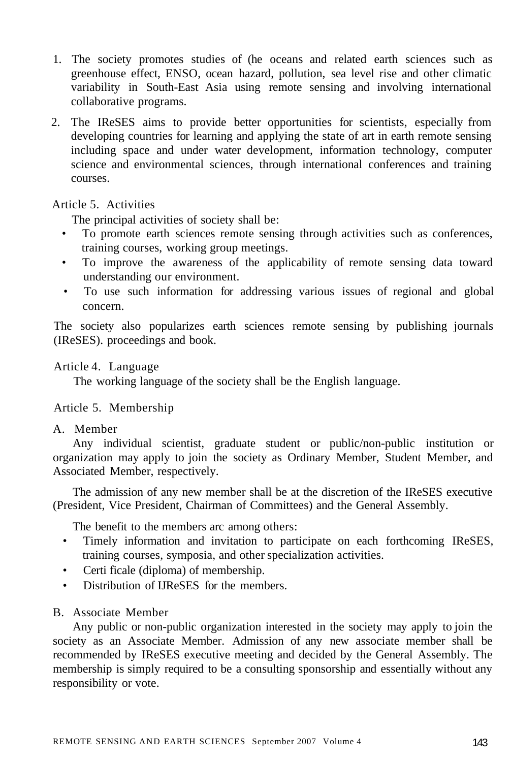1. The society promotes studies of (he oceans and related earth sciences such as greenhouse effect, ENSO, ocean hazard, pollution, sea level rise and other climatic variability in South-East Asia using remote sensing and involving international collaborative programs.
2. The IReSES aims to provide better opportunities for scientists, especially from developing countries for learning and applying the state of art in earth remote sensing including space and under water development, information technology, computer science and environmental sciences, through international conferences and training courses.

Article 5. Activities

The principal activities of society shall be:

- To promote earth sciences remote sensing through activities such as conferences, training courses, working group meetings.
- To improve the awareness of the applicability of remote sensing data toward understanding our environment.
- To use such information for addressing various issues of regional and global concern.

The society also popularizes earth sciences remote sensing by publishing journals (IReSES). proceedings and book.

Article 4. Language

The working language of the society shall be the English language.

Article 5. Membership

A. Member

Any individual scientist, graduate student or public/non-public institution or organization may apply to join the society as Ordinary Member, Student Member, and Associated Member, respectively.

The admission of any new member shall be at the discretion of the IReSES executive (President, Vice President, Chairman of Committees) and the General Assembly.

The benefit to the members arc among others:

- Timely information and invitation to participate on each forthcoming IReSES, training courses, symposia, and other specialization activities.
- Certi ficale (diploma) of membership.
- Distribution of IJReSES for the members.

B. Associate Member

Any public or non-public organization interested in the society may apply to join the society as an Associate Member. Admission of any new associate member shall be recommended by IReSES executive meeting and decided by the General Assembly. The membership is simply required to be a consulting sponsorship and essentially without any responsibility or vote.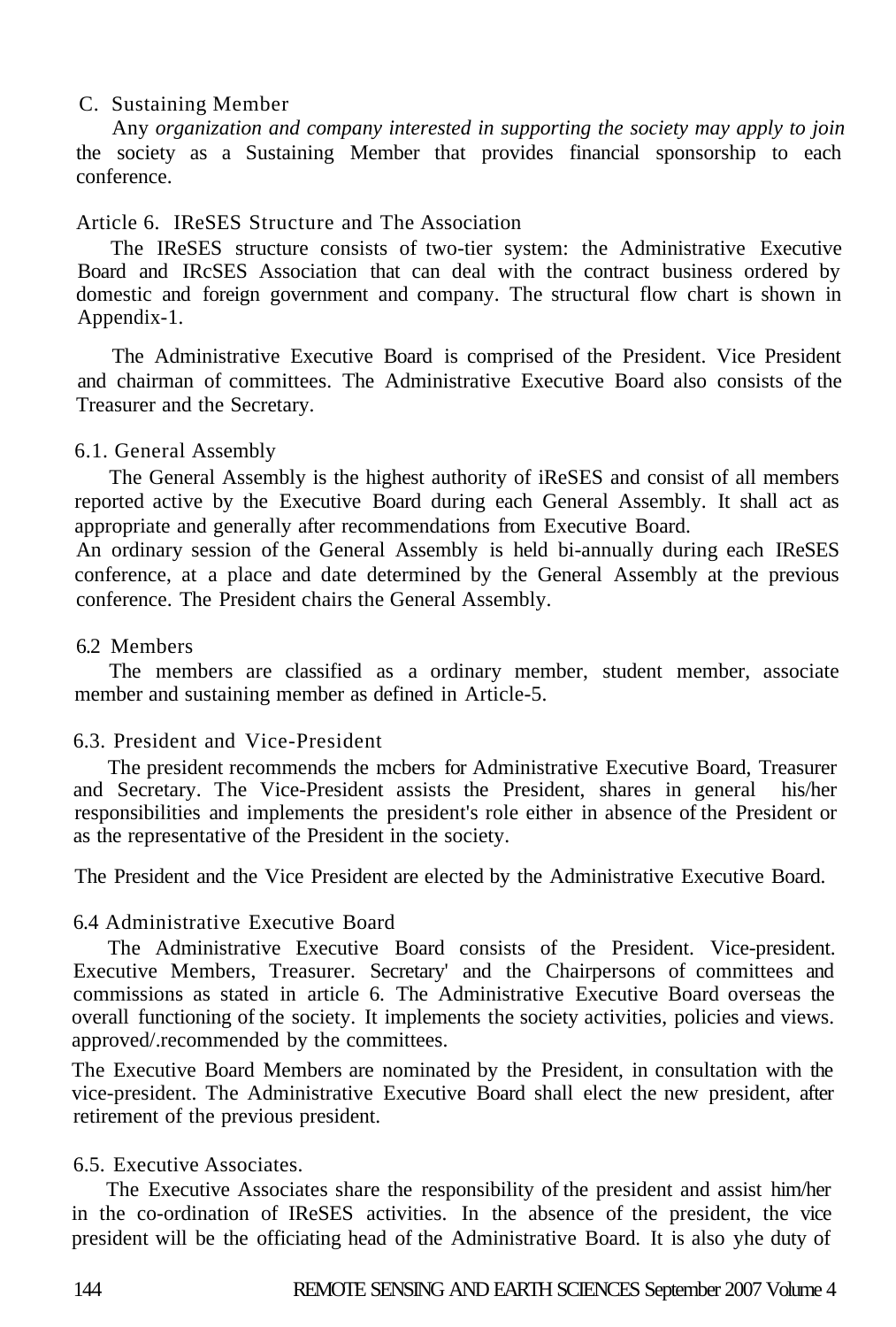C. Sustaining Member

Any *organization and company interested in supporting the society may apply to join* the society as a Sustaining Member that provides financial sponsorship to each conference.

Article 6. IReSES Structure and The Association

The IReSES structure consists of two-tier system: the Administrative Executive Board and IRcSES Association that can deal with the contract business ordered by domestic and foreign government and company. The structural flow chart is shown in Appendix-1.

The Administrative Executive Board is comprised of the President. Vice President and chairman of committees. The Administrative Executive Board also consists of the Treasurer and the Secretary.

6.1. General Assembly

The General Assembly is the highest authority of iReSES and consist of all members reported active by the Executive Board during each General Assembly. It shall act as appropriate and generally after recommendations from Executive Board.
An ordinary session of the General Assembly is held bi-annually during each IReSES conference, at a place and date determined by the General Assembly at the previous conference. The President chairs the General Assembly.

6.2 Members

The members are classified as a ordinary member, student member, associate member and sustaining member as defined in Article-5.

6.3. President and Vice-President

The president recommends the mcbers for Administrative Executive Board, Treasurer and Secretary. The Vice-President assists the President, shares in general his/her responsibilities and implements the president's role either in absence of the President or as the representative of the President in the society.

The President and the Vice President are elected by the Administrative Executive Board.

6.4 Administrative Executive Board

The Administrative Executive Board consists of the President. Vice-president. Executive Members, Treasurer. Secretary' and the Chairpersons of committees and commissions as stated in article 6. The Administrative Executive Board overseas the overall functioning of the society. It implements the society activities, policies and views. approved/.recommended by the committees.

The Executive Board Members are nominated by the President, in consultation with the vice-president. The Administrative Executive Board shall elect the new president, after retirement of the previous president.

6.5. Executive Associates.

The Executive Associates share the responsibility of the president and assist him/her in the co-ordination of IReSES activities. In the absence of the president, the vice president will be the officiating head of the Administrative Board. It is also yhe duty of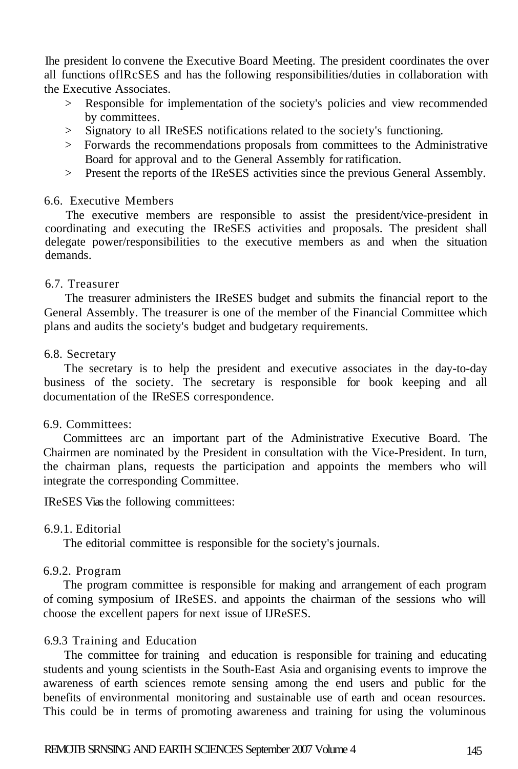Ihe president lo convene the Executive Board Meeting. The president coordinates the over all functions oflRcSES and has the following responsibilities/duties in collaboration with the Executive Associates.

> Responsible for implementation of the society's policies and view recommended by committees.
> Signatory to all IReSES notifications related to the society's functioning.
> Forwards the recommendations proposals from committees to the Administrative Board for approval and to the General Assembly for ratification.
> Present the reports of the IReSES activities since the previous General Assembly.

6.6. Executive Members

The executive members are responsible to assist the president/vice-president in coordinating and executing the IReSES activities and proposals. The president shall delegate power/responsibilities to the executive members as and when the situation demands.

6.7. Treasurer

The treasurer administers the IReSES budget and submits the financial report to the General Assembly. The treasurer is one of the member of the Financial Committee which plans and audits the society's budget and budgetary requirements.

6.8. Secretary

The secretary is to help the president and executive associates in the day-to-day business of the society. The secretary is responsible for book keeping and all documentation of the IReSES correspondence.

6.9. Committees:

Committees arc an important part of the Administrative Executive Board. The Chairmen are nominated by the President in consultation with the Vice-President. In turn, the chairman plans, requests the participation and appoints the members who will integrate the corresponding Committee.

IReSES Vias the following committees:

6.9.1. Editorial

The editorial committee is responsible for the society's journals.

6.9.2. Program

The program committee is responsible for making and arrangement of each program of coming symposium of IReSES. and appoints the chairman of the sessions who will choose the excellent papers for next issue of IJReSES.

6.9.3 Training and Education

The committee for training and education is responsible for training and educating students and young scientists in the South-East Asia and organising events to improve the awareness of earth sciences remote sensing among the end users and public for the benefits of environmental monitoring and sustainable use of earth and ocean resources. This could be in terms of promoting awareness and training for using the voluminous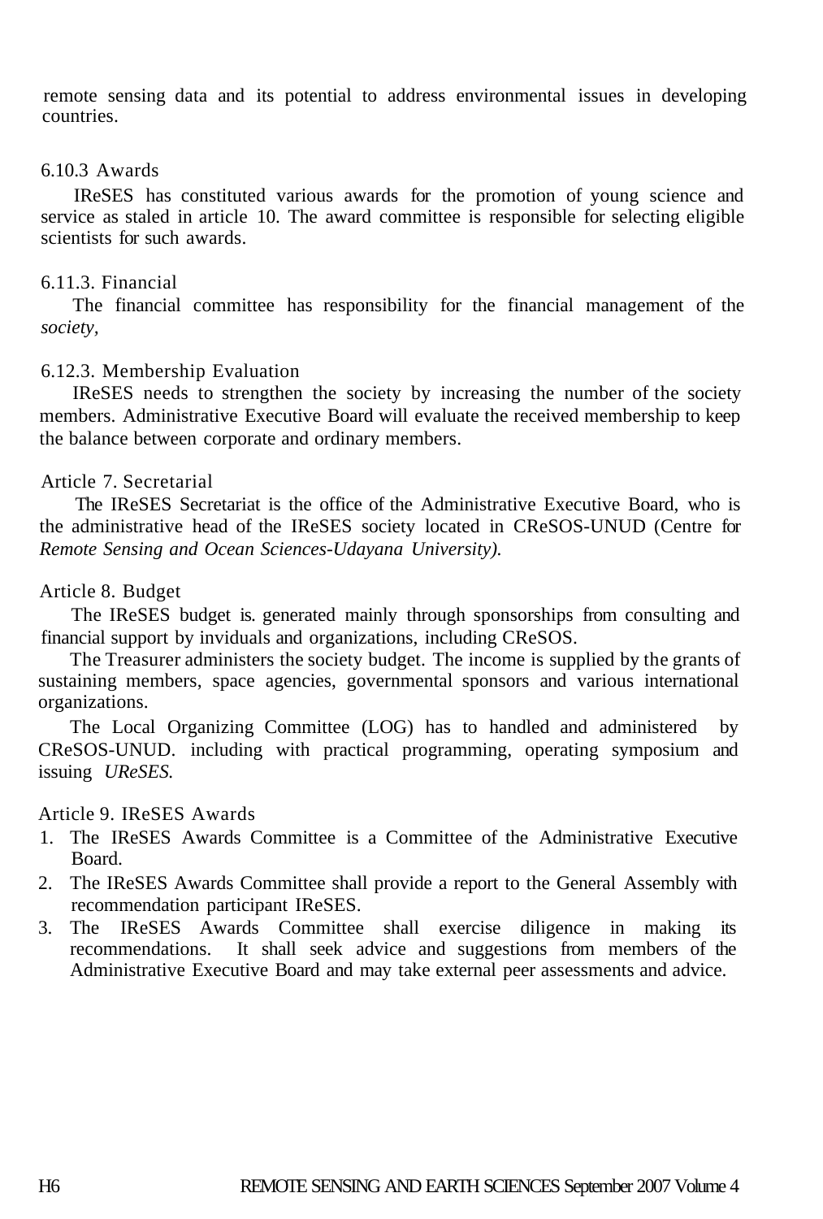remote sensing data and its potential to address environmental issues in developing countries.

### 6.10.3 Awards

IReSES has constituted various awards for the promotion of young science and service as staled in article 10. The award committee is responsible for selecting eligible scientists for such awards.

### 6.11.3. Financial

The financial committee has responsibility for the financial management of the *society,*

### 6.12.3. Membership Evaluation

IReSES needs to strengthen the society by increasing the number of the society members. Administrative Executive Board will evaluate the received membership to keep the balance between corporate and ordinary members.

## Article 7. Secretarial

The IReSES Secretariat is the office of the Administrative Executive Board, who is the administrative head of the IReSES society located in CReSOS-UNUD (Centre for *Remote Sensing and Ocean Sciences-Udayana University).*

## Article 8. Budget

The IReSES budget is. generated mainly through sponsorships from consulting and financial support by inviduals and organizations, including CReSOS.

The Treasurer administers the society budget. The income is supplied by the grants of sustaining members, space agencies, governmental sponsors and various international organizations.

The Local Organizing Committee (LOG) has to handled and administered by CReSOS-UNUD. including with practical programming, operating symposium and issuing *UReSES.*

## Article 9. IReSES Awards

1. The IReSES Awards Committee is a Committee of the Administrative Executive Board.
2. The IReSES Awards Committee shall provide a report to the General Assembly with recommendation participant IReSES.
3. The IReSES Awards Committee shall exercise diligence in making its recommendations. It shall seek advice and suggestions from members of the Administrative Executive Board and may take external peer assessments and advice.